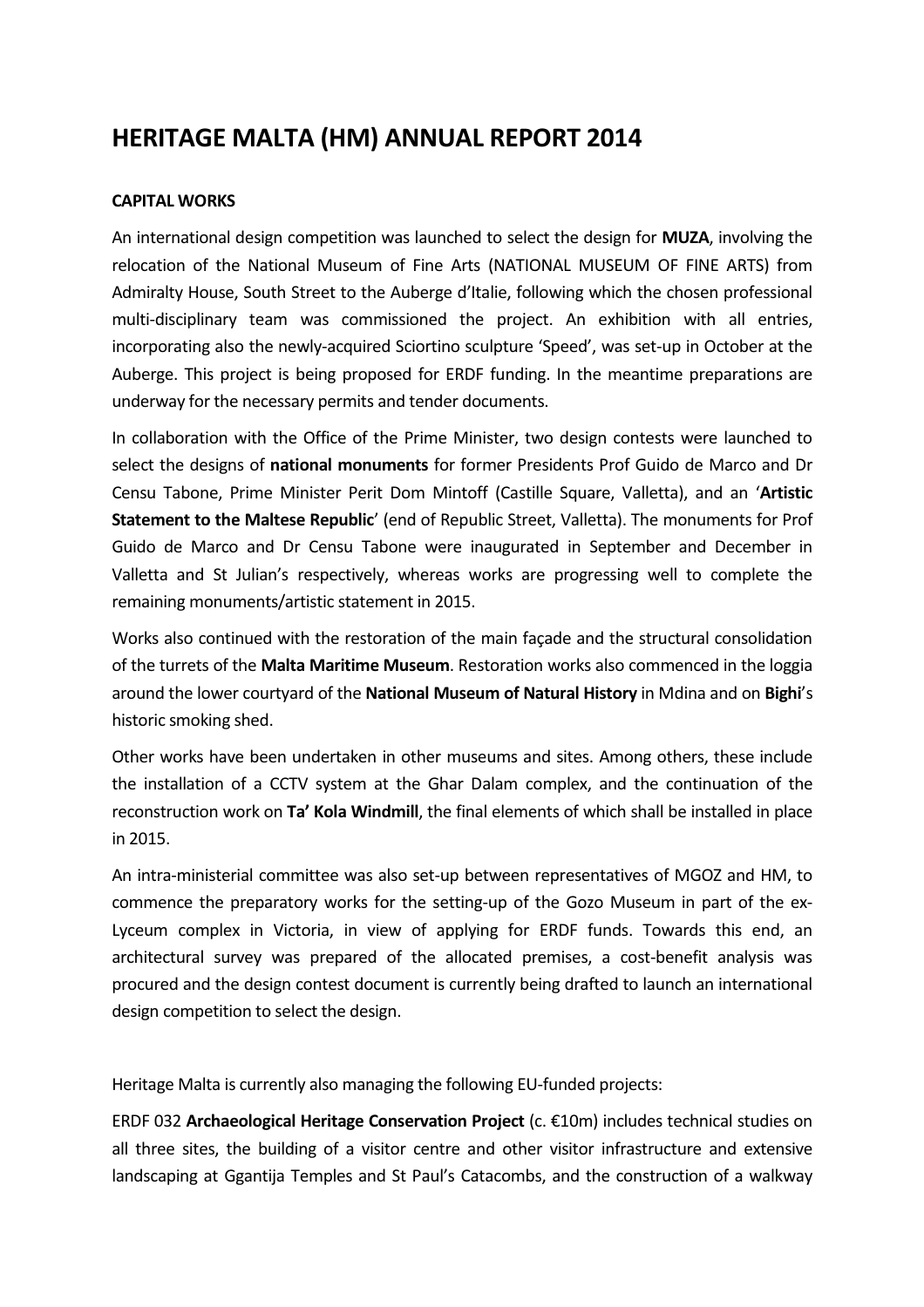# HERITAGE MALTA (HM) ANNUAL REPORT 2014

**CAPITAL WORKS**

An international design competition was launched to select the design for **MUZA**, involving the relocation of the National Museum of Fine Arts (NATIONAL MUSEUM OF FINE ARTS) from Admiralty House, South Street to the Auberge d'Italie, following which the chosen professional multi-disciplinary team was commissioned the project. An exhibition with all entries, incorporating also the newly-acquired Sciortino sculpture 'Speed', was set-up in October at the Auberge. This project is being proposed for ERDF funding. In the meantime preparations are underway for the necessary permits and tender documents.

In collaboration with the Office of the Prime Minister, two design contests were launched to select the designs of **national monuments** for former Presidents Prof Guido de Marco and Dr Censu Tabone, Prime Minister Perit Dom Mintoff (Castille Square, Valletta), and an '**Artistic Statement to the Maltese Republic**' (end of Republic Street, Valletta). The monuments for Prof Guido de Marco and Dr Censu Tabone were inaugurated in September and December in Valletta and St Julian's respectively, whereas works are progressing well to complete the remaining monuments/artistic statement in 2015.

Works also continued with the restoration of the main façade and the structural consolidation of the turrets of the **Malta Maritime Museum**. Restoration works also commenced in the loggia around the lower courtyard of the **National Museum of Natural History** in Mdina and on **Bighi**'s historic smoking shed.

Other works have been undertaken in other museums and sites. Among others, these include the installation of a CCTV system at the Ghar Dalam complex, and the continuation of the reconstruction work on **Ta' Kola Windmill**, the final elements of which shall be installed in place in 2015.

An intra-ministerial committee was also set-up between representatives of MGOZ and HM, to commence the preparatory works for the setting-up of the Gozo Museum in part of the ex-Lyceum complex in Victoria, in view of applying for ERDF funds. Towards this end, an architectural survey was prepared of the allocated premises, a cost-benefit analysis was procured and the design contest document is currently being drafted to launch an international design competition to select the design.

Heritage Malta is currently also managing the following EU-funded projects:

ERDF 032 **Archaeological Heritage Conservation Project** (c. €10m) includes technical studies on all three sites, the building of a visitor centre and other visitor infrastructure and extensive landscaping at Ggantija Temples and St Paul's Catacombs, and the construction of a walkway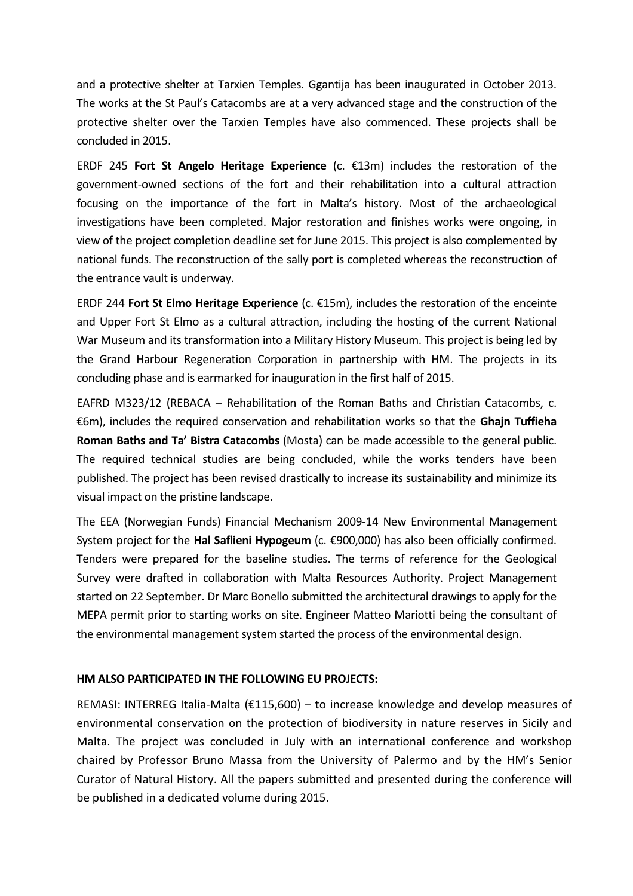and a protective shelter at Tarxien Temples. Ggantija has been inaugurated in October 2013. The works at the St Paul's Catacombs are at a very advanced stage and the construction of the protective shelter over the Tarxien Temples have also commenced. These projects shall be concluded in 2015.

ERDF 245 **Fort St Angelo Heritage Experience** (c. €13m) includes the restoration of the government-owned sections of the fort and their rehabilitation into a cultural attraction focusing on the importance of the fort in Malta's history. Most of the archaeological investigations have been completed. Major restoration and finishes works were ongoing, in view of the project completion deadline set for June 2015. This project is also complemented by national funds. The reconstruction of the sally port is completed whereas the reconstruction of the entrance vault is underway.

ERDF 244 **Fort St Elmo Heritage Experience** (c. €15m), includes the restoration of the enceinte and Upper Fort St Elmo as a cultural attraction, including the hosting of the current National War Museum and its transformation into a Military History Museum. This project is being led by the Grand Harbour Regeneration Corporation in partnership with HM. The projects in its concluding phase and is earmarked for inauguration in the first half of 2015.

EAFRD M323/12 (REBACA – Rehabilitation of the Roman Baths and Christian Catacombs, c. €6m), includes the required conservation and rehabilitation works so that the **Ghajn Tuffieha Roman Baths and Ta' Bistra Catacombs** (Mosta) can be made accessible to the general public. The required technical studies are being concluded, while the works tenders have been published. The project has been revised drastically to increase its sustainability and minimize its visual impact on the pristine landscape.

The EEA (Norwegian Funds) Financial Mechanism 2009-14 New Environmental Management System project for the **Hal Saflieni Hypogeum** (c. €900,000) has also been officially confirmed. Tenders were prepared for the baseline studies. The terms of reference for the Geological Survey were drafted in collaboration with Malta Resources Authority. Project Management started on 22 September. Dr Marc Bonello submitted the architectural drawings to apply for the MEPA permit prior to starting works on site. Engineer Matteo Mariotti being the consultant of the environmental management system started the process of the environmental design.

**HM ALSO PARTICIPATED IN THE FOLLOWING EU PROJECTS:**

REMASI: INTERREG Italia-Malta (€115,600) – to increase knowledge and develop measures of environmental conservation on the protection of biodiversity in nature reserves in Sicily and Malta. The project was concluded in July with an international conference and workshop chaired by Professor Bruno Massa from the University of Palermo and by the HM's Senior Curator of Natural History. All the papers submitted and presented during the conference will be published in a dedicated volume during 2015.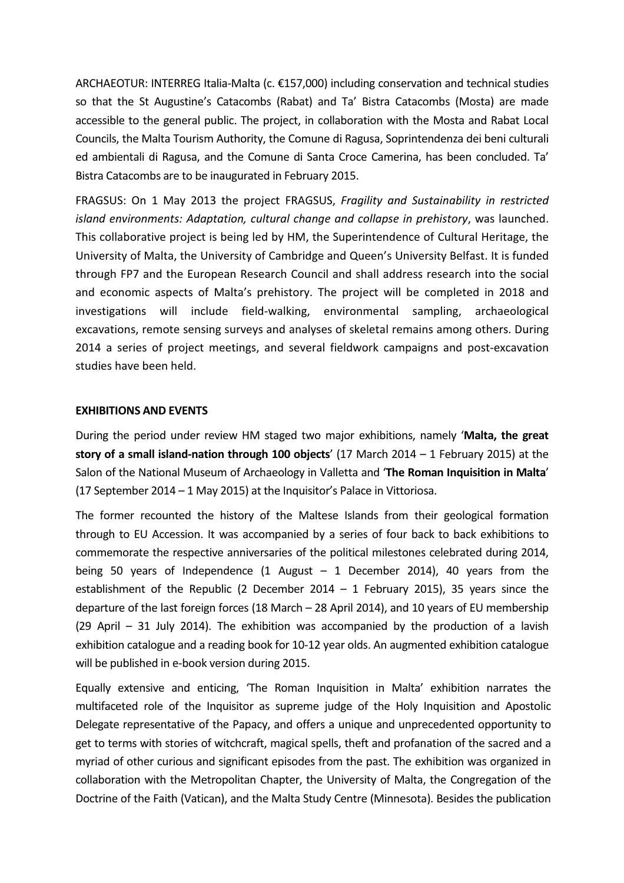ARCHAEOTUR: INTERREG Italia-Malta (c. €157,000) including conservation and technical studies so that the St Augustine's Catacombs (Rabat) and Ta' Bistra Catacombs (Mosta) are made accessible to the general public. The project, in collaboration with the Mosta and Rabat Local Councils, the Malta Tourism Authority, the Comune di Ragusa, Soprintendenza dei beni culturali ed ambientali di Ragusa, and the Comune di Santa Croce Camerina, has been concluded. Ta' Bistra Catacombs are to be inaugurated in February 2015.

FRAGSUS: On 1 May 2013 the project FRAGSUS, *Fragility and Sustainability in restricted island environments: Adaptation, cultural change and collapse in prehistory*, was launched. This collaborative project is being led by HM, the Superintendence of Cultural Heritage, the University of Malta, the University of Cambridge and Queen's University Belfast. It is funded through FP7 and the European Research Council and shall address research into the social and economic aspects of Malta's prehistory. The project will be completed in 2018 and investigations will include field-walking, environmental sampling, archaeological excavations, remote sensing surveys and analyses of skeletal remains among others. During 2014 a series of project meetings, and several fieldwork campaigns and post-excavation studies have been held.

**EXHIBITIONS AND EVENTS**

During the period under review HM staged two major exhibitions, namely '**Malta, the great story of a small island-nation through 100 objects**' (17 March 2014 – 1 February 2015) at the Salon of the National Museum of Archaeology in Valletta and '**The Roman Inquisition in Malta**' (17 September 2014 – 1 May 2015) at the Inquisitor's Palace in Vittoriosa.

The former recounted the history of the Maltese Islands from their geological formation through to EU Accession. It was accompanied by a series of four back to back exhibitions to commemorate the respective anniversaries of the political milestones celebrated during 2014, being 50 years of Independence (1 August – 1 December 2014), 40 years from the establishment of the Republic (2 December 2014 – 1 February 2015), 35 years since the departure of the last foreign forces (18 March – 28 April 2014), and 10 years of EU membership (29 April – 31 July 2014). The exhibition was accompanied by the production of a lavish exhibition catalogue and a reading book for 10-12 year olds. An augmented exhibition catalogue will be published in e-book version during 2015.

Equally extensive and enticing, 'The Roman Inquisition in Malta' exhibition narrates the multifaceted role of the Inquisitor as supreme judge of the Holy Inquisition and Apostolic Delegate representative of the Papacy, and offers a unique and unprecedented opportunity to get to terms with stories of witchcraft, magical spells, theft and profanation of the sacred and a myriad of other curious and significant episodes from the past. The exhibition was organized in collaboration with the Metropolitan Chapter, the University of Malta, the Congregation of the Doctrine of the Faith (Vatican), and the Malta Study Centre (Minnesota). Besides the publication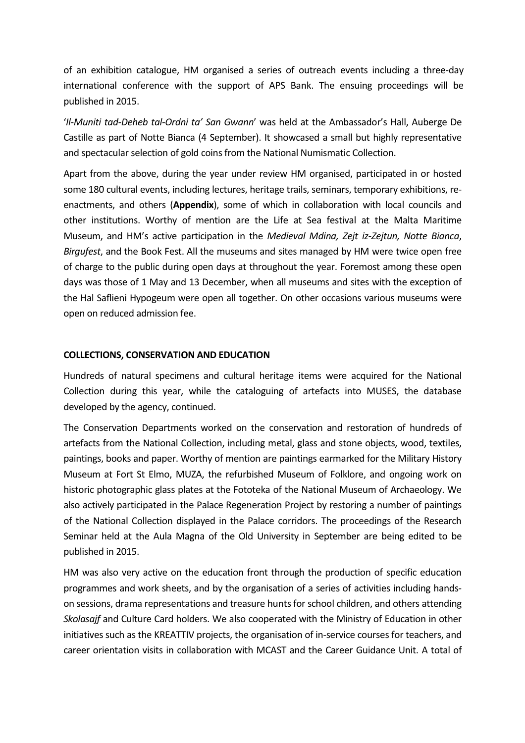of an exhibition catalogue, HM organised a series of outreach events including a three-day international conference with the support of APS Bank. The ensuing proceedings will be published in 2015.

'*Il-Muniti tad-Deheb tal-Ordni ta' San Gwann*' was held at the Ambassador's Hall, Auberge De Castille as part of Notte Bianca (4 September). It showcased a small but highly representative and spectacular selection of gold coins from the National Numismatic Collection.

Apart from the above, during the year under review HM organised, participated in or hosted some 180 cultural events, including lectures, heritage trails, seminars, temporary exhibitions, re-enactments, and others (**Appendix**), some of which in collaboration with local councils and other institutions. Worthy of mention are the Life at Sea festival at the Malta Maritime Museum, and HM's active participation in the *Medieval Mdina, Zejt iz-Zejtun, Notte Bianca*, *Birgufest*, and the Book Fest. All the museums and sites managed by HM were twice open free of charge to the public during open days at throughout the year. Foremost among these open days was those of 1 May and 13 December, when all museums and sites with the exception of the Hal Saflieni Hypogeum were open all together. On other occasions various museums were open on reduced admission fee.

**COLLECTIONS, CONSERVATION AND EDUCATION**

Hundreds of natural specimens and cultural heritage items were acquired for the National Collection during this year, while the cataloguing of artefacts into MUSES, the database developed by the agency, continued.

The Conservation Departments worked on the conservation and restoration of hundreds of artefacts from the National Collection, including metal, glass and stone objects, wood, textiles, paintings, books and paper. Worthy of mention are paintings earmarked for the Military History Museum at Fort St Elmo, MUZA, the refurbished Museum of Folklore, and ongoing work on historic photographic glass plates at the Fototeka of the National Museum of Archaeology. We also actively participated in the Palace Regeneration Project by restoring a number of paintings of the National Collection displayed in the Palace corridors. The proceedings of the Research Seminar held at the Aula Magna of the Old University in September are being edited to be published in 2015.

HM was also very active on the education front through the production of specific education programmes and work sheets, and by the organisation of a series of activities including hands-on sessions, drama representations and treasure hunts for school children, and others attending *Skolasajf* and Culture Card holders. We also cooperated with the Ministry of Education in other initiatives such as the KREATTIV projects, the organisation of in-service courses for teachers, and career orientation visits in collaboration with MCAST and the Career Guidance Unit. A total of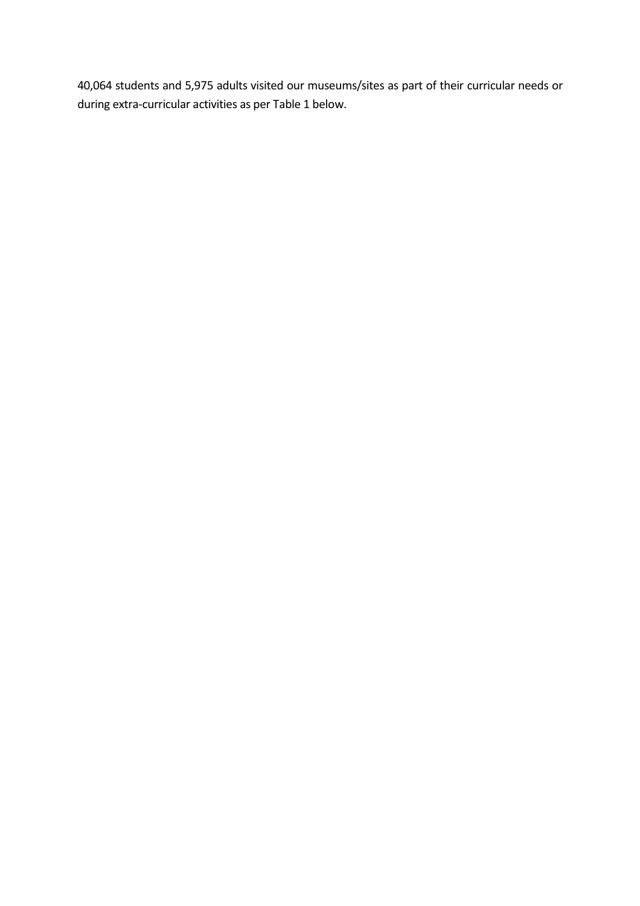40,064 students and 5,975 adults visited our museums/sites as part of their curricular needs or during extra-curricular activities as per Table 1 below.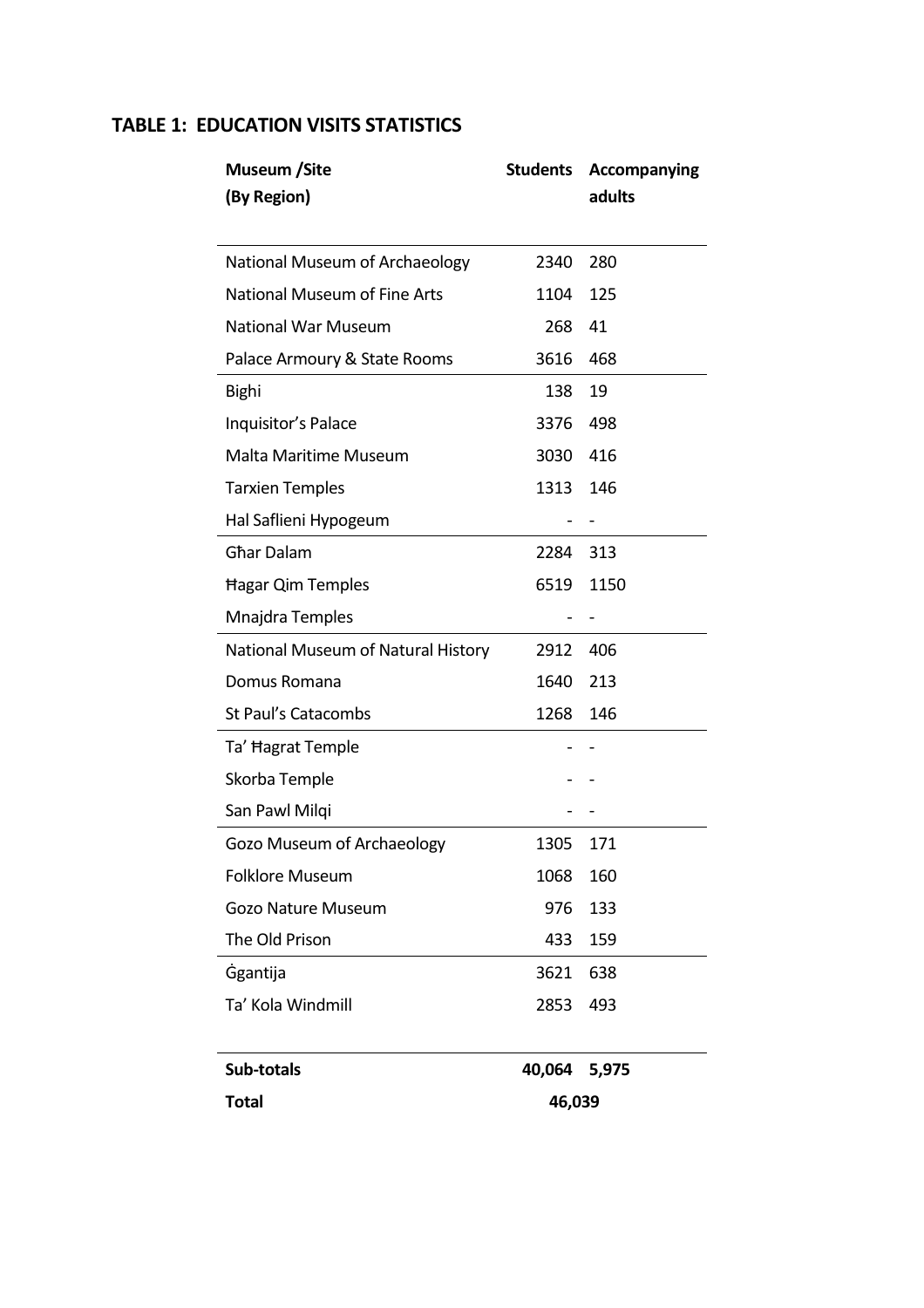## TABLE 1: EDUCATION VISITS STATISTICS

| Museum /Site (By Region) | Students | Accompanying adults |
|---|---|---|
| National Museum of Archaeology | 2340 | 280 |
| National Museum of Fine Arts | 1104 | 125 |
| National War Museum | 268 | 41 |
| Palace Armoury & State Rooms | 3616 | 468 |
| Bighi | 138 | 19 |
| Inquisitor's Palace | 3376 | 498 |
| Malta Maritime Museum | 3030 | 416 |
| Tarxien Temples | 1313 | 146 |
| Hal Saflieni Hypogeum | - | - |
| Għar Dalam | 2284 | 313 |
| Ħagar Qim Temples | 6519 | 1150 |
| Mnajdra Temples | - | - |
| National Museum of Natural History | 2912 | 406 |
| Domus Romana | 1640 | 213 |
| St Paul's Catacombs | 1268 | 146 |
| Ta' Ħagrat Temple | - | - |
| Skorba Temple | - | - |
| San Pawl Milqi | - | - |
| Gozo Museum of Archaeology | 1305 | 171 |
| Folklore Museum | 1068 | 160 |
| Gozo Nature Museum | 976 | 133 |
| The Old Prison | 433 | 159 |
| Ġgantija | 3621 | 638 |
| Ta' Kola Windmill | 2853 | 493 |
| **Sub-totals** | **40,064** | **5,975** |
| **Total** | **46,039** | |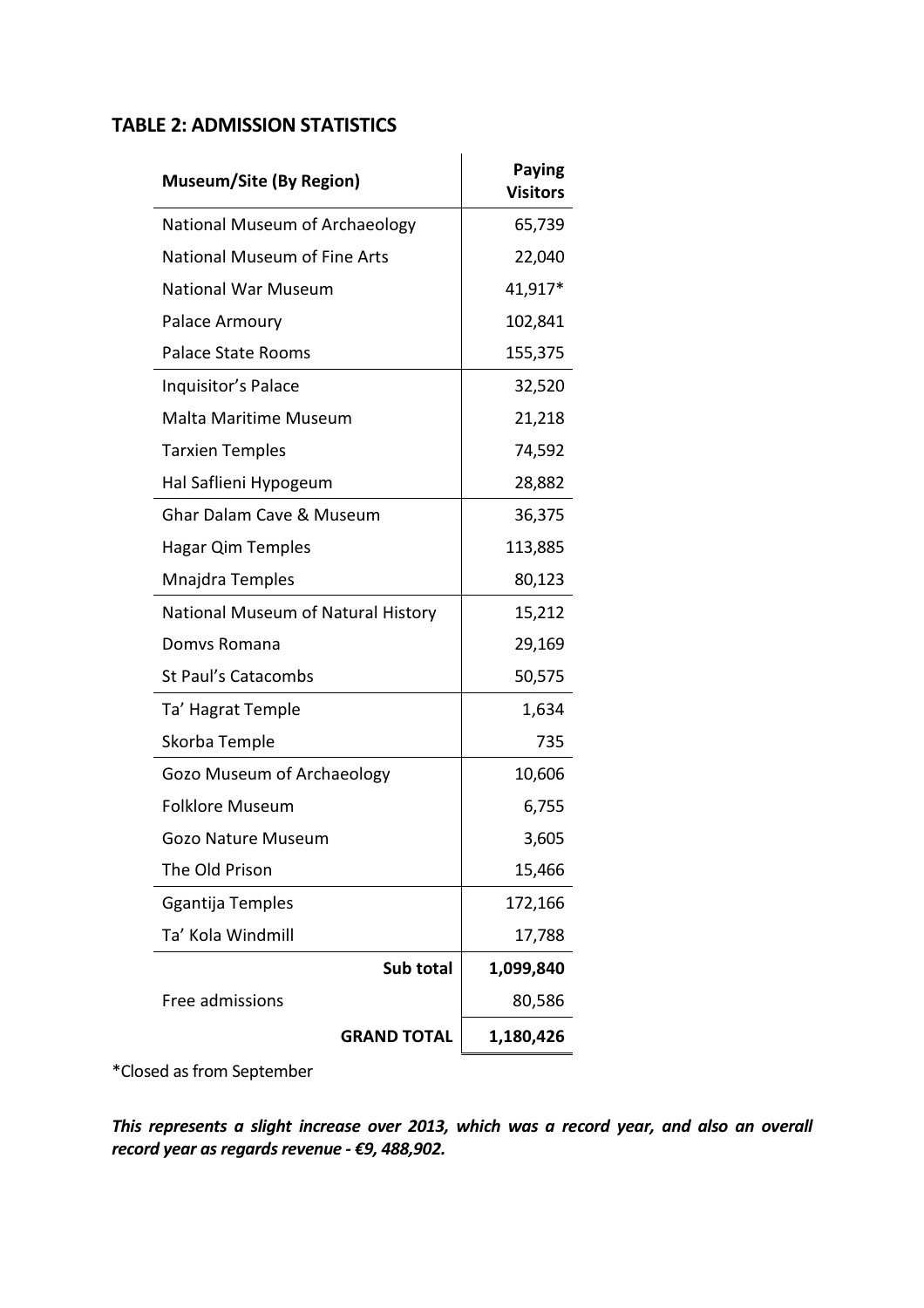## TABLE 2: ADMISSION STATISTICS

| Museum/Site (By Region) | Paying Visitors |
|---|---|
| National Museum of Archaeology | 65,739 |
| National Museum of Fine Arts | 22,040 |
| National War Museum | 41,917* |
| Palace Armoury | 102,841 |
| Palace State Rooms | 155,375 |
| Inquisitor's Palace | 32,520 |
| Malta Maritime Museum | 21,218 |
| Tarxien Temples | 74,592 |
| Hal Saflieni Hypogeum | 28,882 |
| Ghar Dalam Cave & Museum | 36,375 |
| Hagar Qim Temples | 113,885 |
| Mnajdra Temples | 80,123 |
| National Museum of Natural History | 15,212 |
| Domvs Romana | 29,169 |
| St Paul's Catacombs | 50,575 |
| Ta' Hagrat Temple | 1,634 |
| Skorba Temple | 735 |
| Gozo Museum of Archaeology | 10,606 |
| Folklore Museum | 6,755 |
| Gozo Nature Museum | 3,605 |
| The Old Prison | 15,466 |
| Ggantija Temples | 172,166 |
| Ta' Kola Windmill | 17,788 |
| **Sub total** | **1,099,840** |
| Free admissions | 80,586 |
| **GRAND TOTAL** | **1,180,426** |

*Closed as from September

***This represents a slight increase over 2013, which was a record year, and also an overall record year as regards revenue - €9, 488,902.***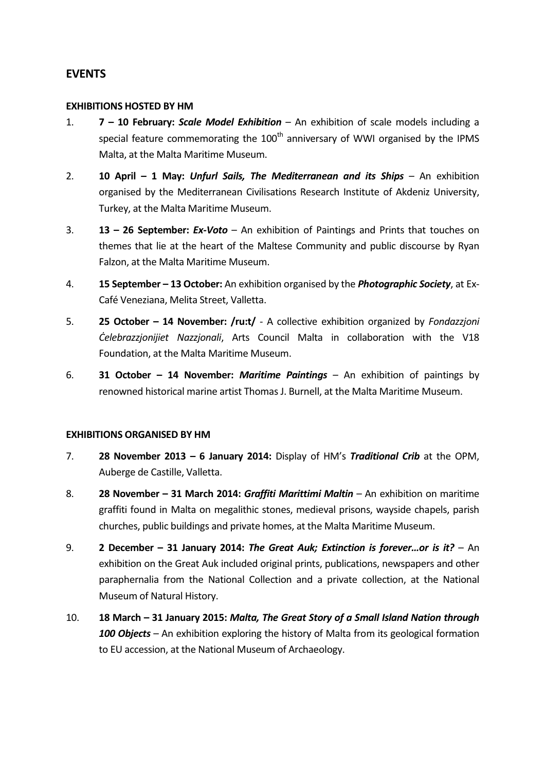## EVENTS

### EXHIBITIONS HOSTED BY HM

1. **7 – 10 February:** ***Scale Model Exhibition*** – An exhibition of scale models including a special feature commemorating the 100th anniversary of WWI organised by the IPMS Malta, at the Malta Maritime Museum.
2. **10 April – 1 May:** ***Unfurl Sails, The Mediterranean and its Ships*** – An exhibition organised by the Mediterranean Civilisations Research Institute of Akdeniz University, Turkey, at the Malta Maritime Museum.
3. **13 – 26 September:** ***Ex-Voto*** – An exhibition of Paintings and Prints that touches on themes that lie at the heart of the Maltese Community and public discourse by Ryan Falzon, at the Malta Maritime Museum.
4. **15 September – 13 October:** An exhibition organised by the ***Photographic Society***, at Ex-Café Veneziana, Melita Street, Valletta.
5. **25 October – 14 November: /ru:t/** - A collective exhibition organized by *Fondazzjoni Ċelebrazzjonijiet Nazzjonali*, Arts Council Malta in collaboration with the V18 Foundation, at the Malta Maritime Museum.
6. **31 October – 14 November:** ***Maritime Paintings*** – An exhibition of paintings by renowned historical marine artist Thomas J. Burnell, at the Malta Maritime Museum.

### EXHIBITIONS ORGANISED BY HM

7. **28 November 2013 – 6 January 2014:** Display of HM's ***Traditional Crib*** at the OPM, Auberge de Castille, Valletta.
8. **28 November – 31 March 2014:** ***Graffiti Marittimi Maltin*** – An exhibition on maritime graffiti found in Malta on megalithic stones, medieval prisons, wayside chapels, parish churches, public buildings and private homes, at the Malta Maritime Museum.
9. **2 December – 31 January 2014:** ***The Great Auk; Extinction is forever…or is it?*** – An exhibition on the Great Auk included original prints, publications, newspapers and other paraphernalia from the National Collection and a private collection, at the National Museum of Natural History.
10. **18 March – 31 January 2015:** ***Malta, The Great Story of a Small Island Nation through 100 Objects*** – An exhibition exploring the history of Malta from its geological formation to EU accession, at the National Museum of Archaeology.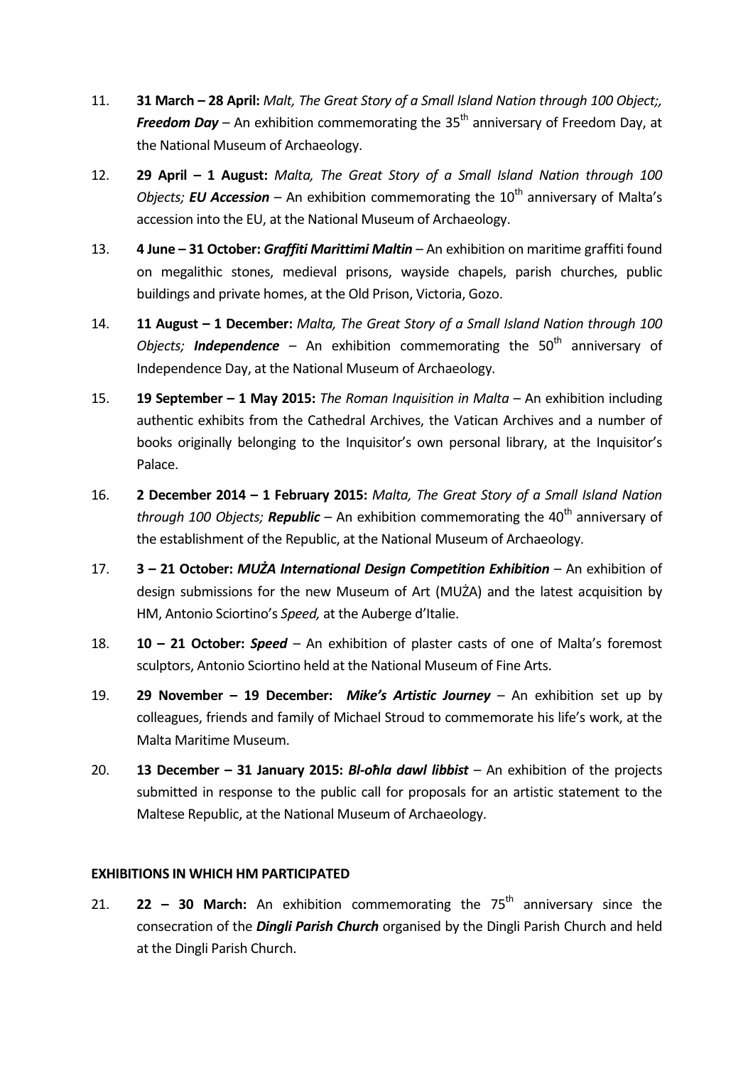11. **31 March – 28 April:** *Malt, The Great Story of a Small Island Nation through 100 Object;, **Freedom Day*** – An exhibition commemorating the 35th anniversary of Freedom Day, at the National Museum of Archaeology.

12. **29 April – 1 August:** *Malta, The Great Story of a Small Island Nation through 100 Objects; **EU Accession*** – An exhibition commemorating the 10th anniversary of Malta's accession into the EU, at the National Museum of Archaeology.

13. **4 June – 31 October:** ***Graffiti Marittimi Maltin*** – An exhibition on maritime graffiti found on megalithic stones, medieval prisons, wayside chapels, parish churches, public buildings and private homes, at the Old Prison, Victoria, Gozo.

14. **11 August – 1 December:** *Malta, The Great Story of a Small Island Nation through 100 Objects; **Independence*** – An exhibition commemorating the 50th anniversary of Independence Day, at the National Museum of Archaeology.

15. **19 September – 1 May 2015:** *The Roman Inquisition in Malta* – An exhibition including authentic exhibits from the Cathedral Archives, the Vatican Archives and a number of books originally belonging to the Inquisitor's own personal library, at the Inquisitor's Palace.

16. **2 December 2014 – 1 February 2015:** *Malta, The Great Story of a Small Island Nation through 100 Objects; **Republic*** – An exhibition commemorating the 40th anniversary of the establishment of the Republic, at the National Museum of Archaeology.

17. **3 – 21 October:** ***MUŻA International Design Competition Exhibition*** – An exhibition of design submissions for the new Museum of Art (MUŻA) and the latest acquisition by HM, Antonio Sciortino's *Speed,* at the Auberge d'Italie.

18. **10 – 21 October:** ***Speed*** – An exhibition of plaster casts of one of Malta's foremost sculptors, Antonio Sciortino held at the National Museum of Fine Arts.

19. **29 November – 19 December:** ***Mike's Artistic Journey*** – An exhibition set up by colleagues, friends and family of Michael Stroud to commemorate his life's work, at the Malta Maritime Museum.

20. **13 December – 31 January 2015:** ***Bl-oħla dawl libbist*** – An exhibition of the projects submitted in response to the public call for proposals for an artistic statement to the Maltese Republic, at the National Museum of Archaeology.

**EXHIBITIONS IN WHICH HM PARTICIPATED**

21. **22 – 30 March:** An exhibition commemorating the 75th anniversary since the consecration of the ***Dingli Parish Church*** organised by the Dingli Parish Church and held at the Dingli Parish Church.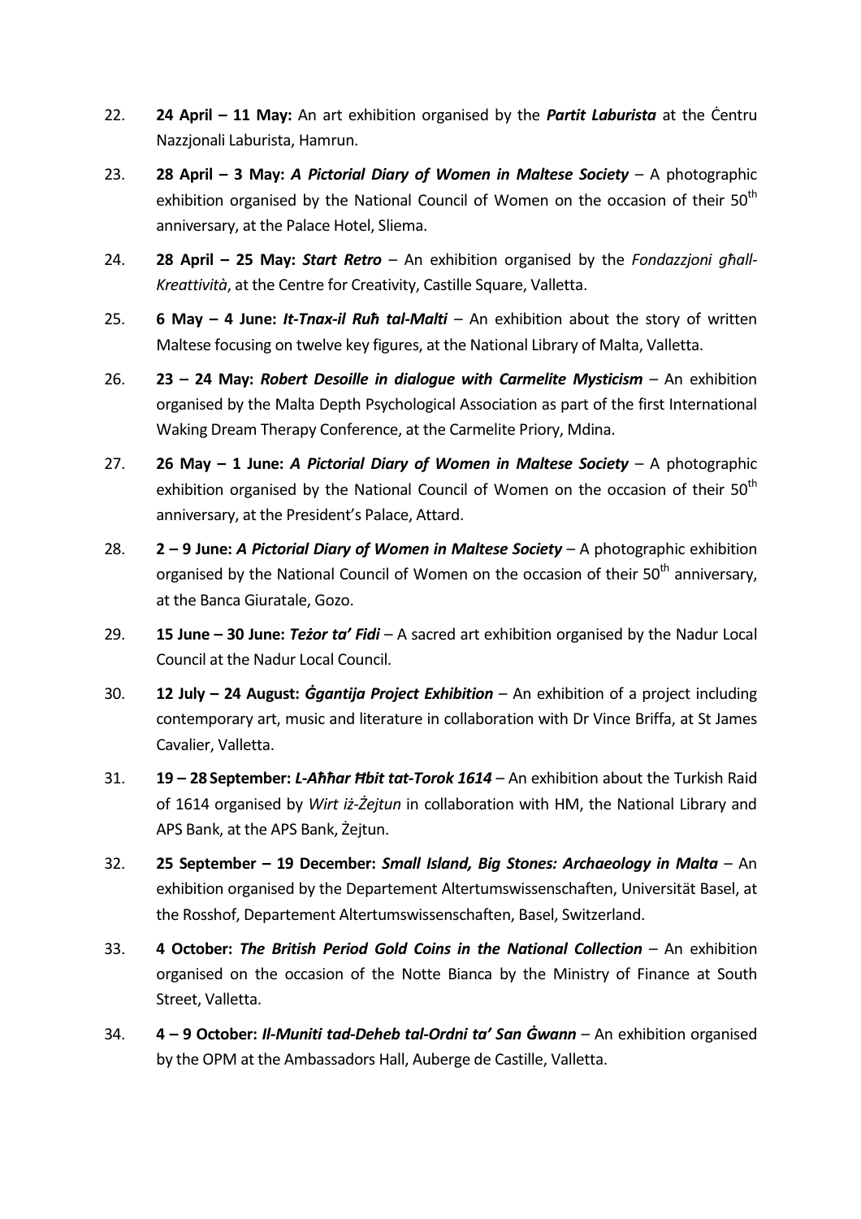22. **24 April – 11 May:** An art exhibition organised by the ***Partit Laburista*** at the Ċentru Nazzjonali Laburista, Hamrun.

23. **28 April – 3 May: *A Pictorial Diary of Women in Maltese Society*** – A photographic exhibition organised by the National Council of Women on the occasion of their 50th anniversary, at the Palace Hotel, Sliema.

24. **28 April – 25 May: *Start Retro*** – An exhibition organised by the *Fondazzjoni għall-Kreattività*, at the Centre for Creativity, Castille Square, Valletta.

25. **6 May – 4 June: *It-Tnax-il Ruħ tal-Malti*** – An exhibition about the story of written Maltese focusing on twelve key figures, at the National Library of Malta, Valletta.

26. **23 – 24 May: *Robert Desoille in dialogue with Carmelite Mysticism*** – An exhibition organised by the Malta Depth Psychological Association as part of the first International Waking Dream Therapy Conference, at the Carmelite Priory, Mdina.

27. **26 May – 1 June: *A Pictorial Diary of Women in Maltese Society*** – A photographic exhibition organised by the National Council of Women on the occasion of their 50th anniversary, at the President's Palace, Attard.

28. **2 – 9 June: *A Pictorial Diary of Women in Maltese Society*** – A photographic exhibition organised by the National Council of Women on the occasion of their 50th anniversary, at the Banca Giuratale, Gozo.

29. **15 June – 30 June: *Teżor ta' Fidi*** – A sacred art exhibition organised by the Nadur Local Council at the Nadur Local Council.

30. **12 July – 24 August: *Ġgantija Project Exhibition*** – An exhibition of a project including contemporary art, music and literature in collaboration with Dr Vince Briffa, at St James Cavalier, Valletta.

31. **19 – 28 September: *L-Aħħar Ħbit tat-Torok 1614*** – An exhibition about the Turkish Raid of 1614 organised by *Wirt iż-Żejtun* in collaboration with HM, the National Library and APS Bank, at the APS Bank, Żejtun.

32. **25 September – 19 December: *Small Island, Big Stones: Archaeology in Malta*** – An exhibition organised by the Departement Altertumswissenschaften, Universität Basel, at the Rosshof, Departement Altertumswissenschaften, Basel, Switzerland.

33. **4 October: *The British Period Gold Coins in the National Collection*** – An exhibition organised on the occasion of the Notte Bianca by the Ministry of Finance at South Street, Valletta.

34. **4 – 9 October: *Il-Muniti tad-Deheb tal-Ordni ta' San Ġwann*** – An exhibition organised by the OPM at the Ambassadors Hall, Auberge de Castille, Valletta.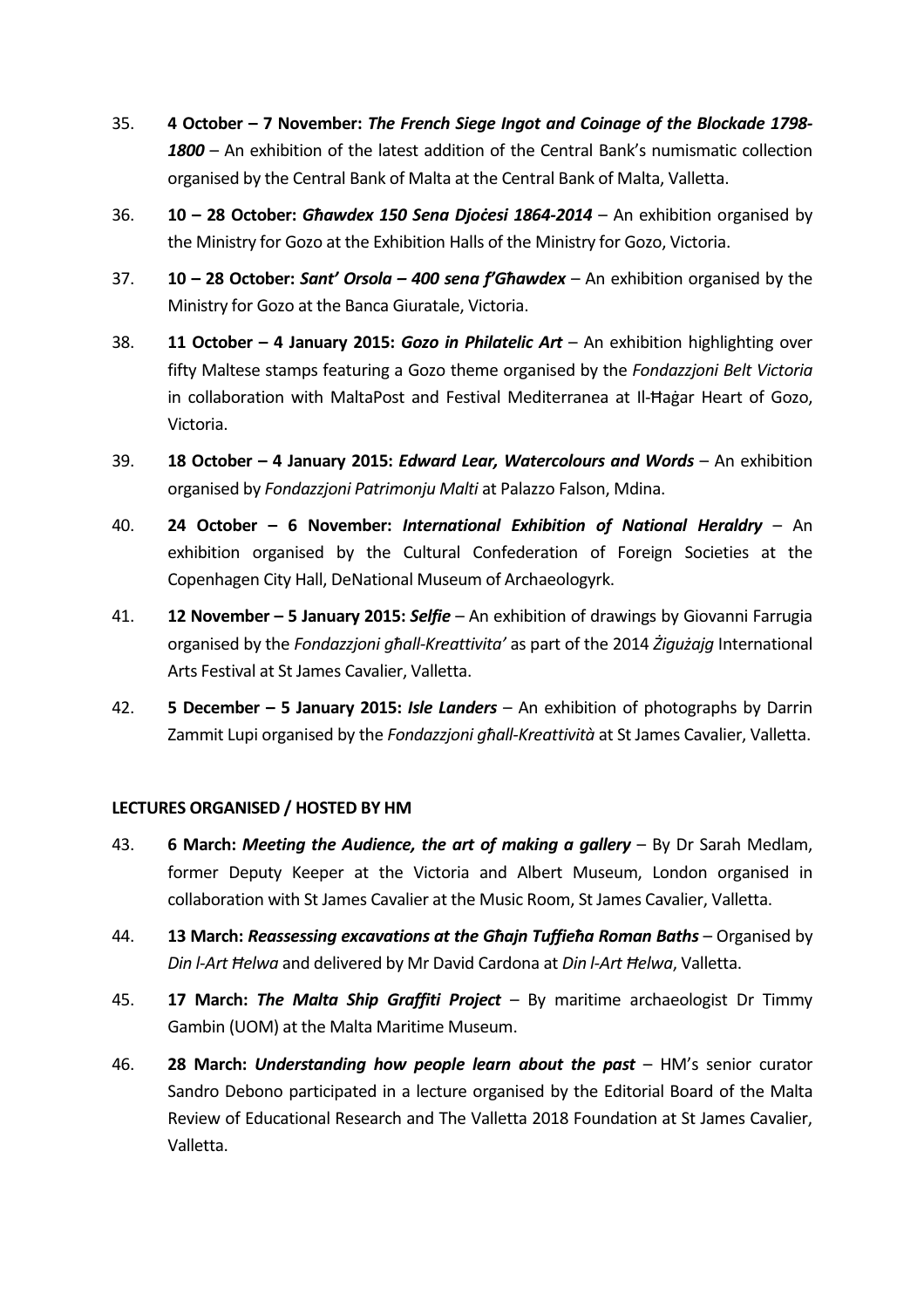35. **4 October – 7 November: *The French Siege Ingot and Coinage of the Blockade 1798-1800*** – An exhibition of the latest addition of the Central Bank's numismatic collection organised by the Central Bank of Malta at the Central Bank of Malta, Valletta.

36. **10 – 28 October: *Għawdex 150 Sena Djoċesi 1864-2014*** – An exhibition organised by the Ministry for Gozo at the Exhibition Halls of the Ministry for Gozo, Victoria.

37. **10 – 28 October: *Sant' Orsola – 400 sena f'Għawdex*** – An exhibition organised by the Ministry for Gozo at the Banca Giuratale, Victoria.

38. **11 October – 4 January 2015: *Gozo in Philatelic Art*** – An exhibition highlighting over fifty Maltese stamps featuring a Gozo theme organised by the *Fondazzjoni Belt Victoria* in collaboration with MaltaPost and Festival Mediterranea at Il-Ħaġar Heart of Gozo, Victoria.

39. **18 October – 4 January 2015: *Edward Lear, Watercolours and Words*** – An exhibition organised by *Fondazzjoni Patrimonju Malti* at Palazzo Falson, Mdina.

40. **24 October – 6 November: *International Exhibition of National Heraldry*** – An exhibition organised by the Cultural Confederation of Foreign Societies at the Copenhagen City Hall, DeNational Museum of Archaeologyrk.

41. **12 November – 5 January 2015: *Selfie*** – An exhibition of drawings by Giovanni Farrugia organised by the *Fondazzjoni għall-Kreattivita'* as part of the 2014 *Żigużajg* International Arts Festival at St James Cavalier, Valletta.

42. **5 December – 5 January 2015: *Isle Landers*** – An exhibition of photographs by Darrin Zammit Lupi organised by the *Fondazzjoni għall-Kreattività* at St James Cavalier, Valletta.

**LECTURES ORGANISED / HOSTED BY HM**

43. **6 March: *Meeting the Audience, the art of making a gallery*** – By Dr Sarah Medlam, former Deputy Keeper at the Victoria and Albert Museum, London organised in collaboration with St James Cavalier at the Music Room, St James Cavalier, Valletta.

44. **13 March: *Reassessing excavations at the Għajn Tuffieħa Roman Baths*** – Organised by *Din l-Art Ħelwa* and delivered by Mr David Cardona at *Din l-Art Ħelwa*, Valletta.

45. **17 March: *The Malta Ship Graffiti Project*** – By maritime archaeologist Dr Timmy Gambin (UOM) at the Malta Maritime Museum.

46. **28 March: *Understanding how people learn about the past*** – HM's senior curator Sandro Debono participated in a lecture organised by the Editorial Board of the Malta Review of Educational Research and The Valletta 2018 Foundation at St James Cavalier, Valletta.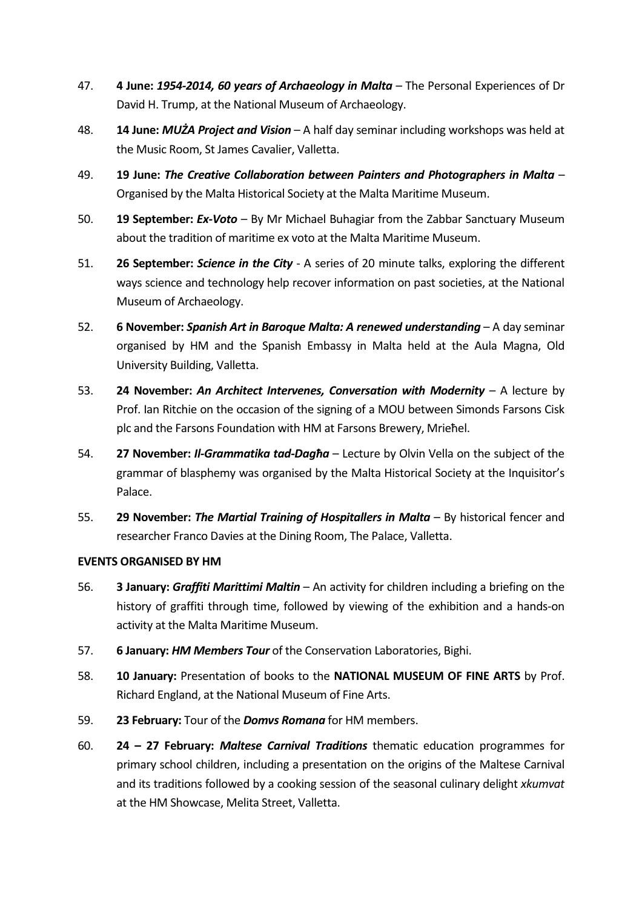47. **4 June:** ***1954-2014, 60 years of Archaeology in Malta*** – The Personal Experiences of Dr David H. Trump, at the National Museum of Archaeology.

48. **14 June:** ***MUŻA Project and Vision*** – A half day seminar including workshops was held at the Music Room, St James Cavalier, Valletta.

49. **19 June:** ***The Creative Collaboration between Painters and Photographers in Malta*** – Organised by the Malta Historical Society at the Malta Maritime Museum.

50. **19 September:** ***Ex-Voto*** – By Mr Michael Buhagiar from the Zabbar Sanctuary Museum about the tradition of maritime ex voto at the Malta Maritime Museum.

51. **26 September:** ***Science in the City*** - A series of 20 minute talks, exploring the different ways science and technology help recover information on past societies, at the National Museum of Archaeology.

52. **6 November:** ***Spanish Art in Baroque Malta: A renewed understanding*** – A day seminar organised by HM and the Spanish Embassy in Malta held at the Aula Magna, Old University Building, Valletta.

53. **24 November:** ***An Architect Intervenes, Conversation with Modernity*** – A lecture by Prof. Ian Ritchie on the occasion of the signing of a MOU between Simonds Farsons Cisk plc and the Farsons Foundation with HM at Farsons Brewery, Mrieħel.

54. **27 November:** ***Il-Grammatika tad-Dagħa*** – Lecture by Olvin Vella on the subject of the grammar of blasphemy was organised by the Malta Historical Society at the Inquisitor's Palace.

55. **29 November:** ***The Martial Training of Hospitallers in Malta*** – By historical fencer and researcher Franco Davies at the Dining Room, The Palace, Valletta.

**EVENTS ORGANISED BY HM**

56. **3 January:** ***Graffiti Marittimi Maltin*** – An activity for children including a briefing on the history of graffiti through time, followed by viewing of the exhibition and a hands-on activity at the Malta Maritime Museum.

57. **6 January:** ***HM Members Tour*** of the Conservation Laboratories, Bighi.

58. **10 January:** Presentation of books to the **NATIONAL MUSEUM OF FINE ARTS** by Prof. Richard England, at the National Museum of Fine Arts.

59. **23 February:** Tour of the ***Domvs Romana*** for HM members.

60. **24 – 27 February:** ***Maltese Carnival Traditions*** thematic education programmes for primary school children, including a presentation on the origins of the Maltese Carnival and its traditions followed by a cooking session of the seasonal culinary delight *xkumvat* at the HM Showcase, Melita Street, Valletta.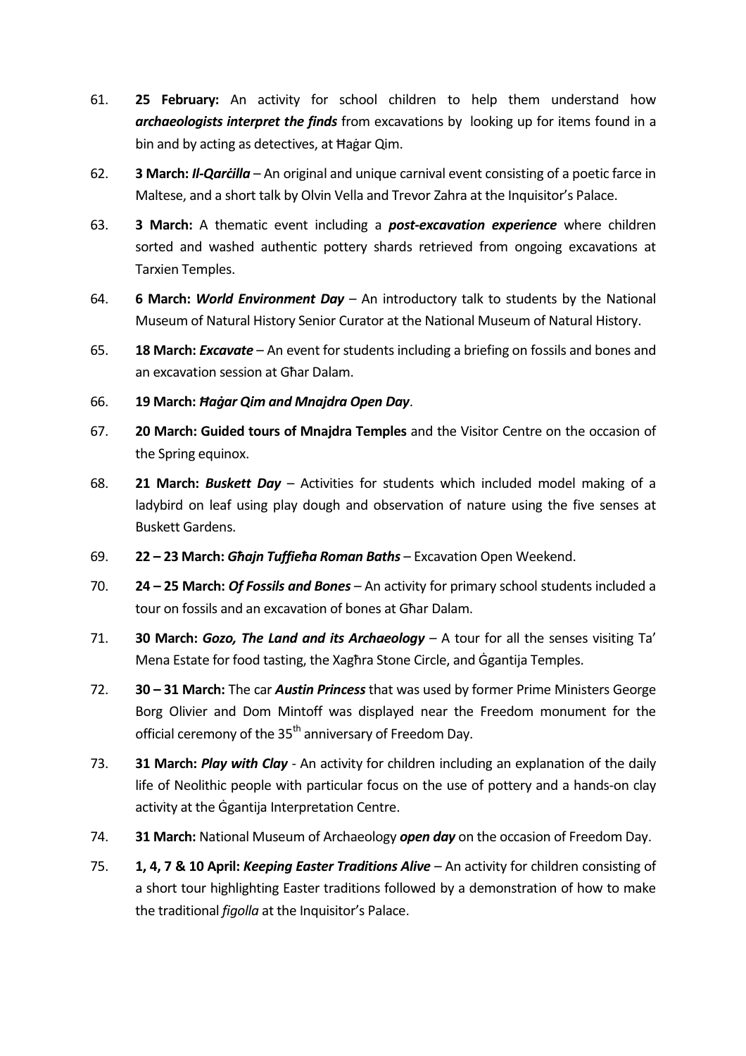61. **25 February:** An activity for school children to help them understand how ***archaeologists interpret the finds*** from excavations by looking up for items found in a bin and by acting as detectives, at Ħaġar Qim.

62. **3 March: *Il-Qarċilla*** – An original and unique carnival event consisting of a poetic farce in Maltese, and a short talk by Olvin Vella and Trevor Zahra at the Inquisitor's Palace.

63. **3 March:** A thematic event including a ***post-excavation experience*** where children sorted and washed authentic pottery shards retrieved from ongoing excavations at Tarxien Temples.

64. **6 March: *World Environment Day*** – An introductory talk to students by the National Museum of Natural History Senior Curator at the National Museum of Natural History.

65. **18 March: *Excavate*** – An event for students including a briefing on fossils and bones and an excavation session at Għar Dalam.

66. **19 March: *Ħaġar Qim and Mnajdra Open Day***.

67. **20 March: Guided tours of Mnajdra Temples** and the Visitor Centre on the occasion of the Spring equinox.

68. **21 March: *Buskett Day*** – Activities for students which included model making of a ladybird on leaf using play dough and observation of nature using the five senses at Buskett Gardens.

69. **22 – 23 March: *Għajn Tuffieħa Roman Baths*** – Excavation Open Weekend.

70. **24 – 25 March: *Of Fossils and Bones*** – An activity for primary school students included a tour on fossils and an excavation of bones at Għar Dalam.

71. **30 March: *Gozo, The Land and its Archaeology*** – A tour for all the senses visiting Ta' Mena Estate for food tasting, the Xagħra Stone Circle, and Ġgantija Temples.

72. **30 – 31 March:** The car ***Austin Princess*** that was used by former Prime Ministers George Borg Olivier and Dom Mintoff was displayed near the Freedom monument for the official ceremony of the 35th anniversary of Freedom Day.

73. **31 March: *Play with Clay*** - An activity for children including an explanation of the daily life of Neolithic people with particular focus on the use of pottery and a hands-on clay activity at the Ġgantija Interpretation Centre.

74. **31 March:** National Museum of Archaeology ***open day*** on the occasion of Freedom Day.

75. **1, 4, 7 & 10 April: *Keeping Easter Traditions Alive*** – An activity for children consisting of a short tour highlighting Easter traditions followed by a demonstration of how to make the traditional *figolla* at the Inquisitor's Palace.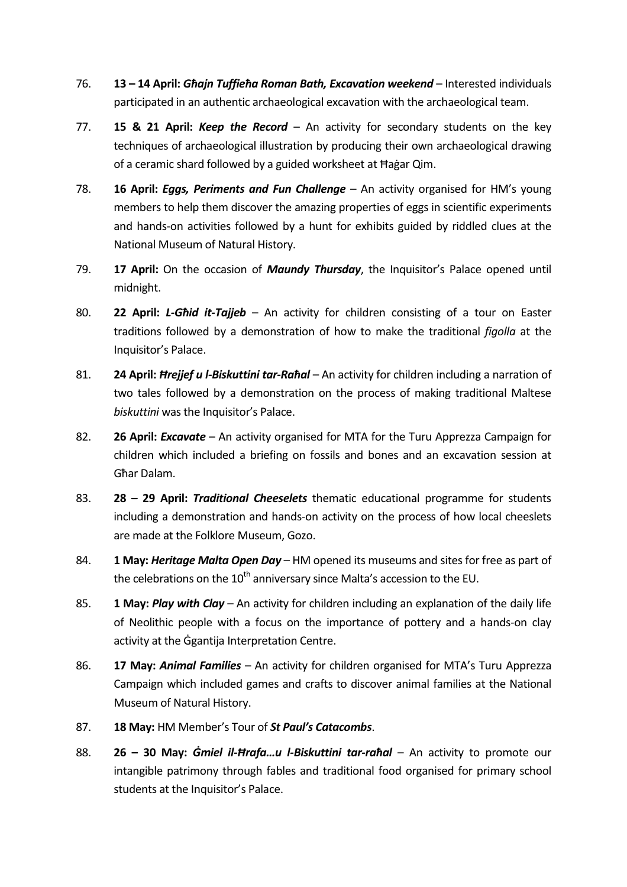76. **13 – 14 April: *Għajn Tuffieħa Roman Bath, Excavation weekend*** – Interested individuals participated in an authentic archaeological excavation with the archaeological team.

77. **15 & 21 April: *Keep the Record*** – An activity for secondary students on the key techniques of archaeological illustration by producing their own archaeological drawing of a ceramic shard followed by a guided worksheet at Ħaġar Qim.

78. **16 April: *Eggs, Periments and Fun Challenge*** – An activity organised for HM's young members to help them discover the amazing properties of eggs in scientific experiments and hands-on activities followed by a hunt for exhibits guided by riddled clues at the National Museum of Natural History.

79. **17 April:** On the occasion of ***Maundy Thursday***, the Inquisitor's Palace opened until midnight.

80. **22 April: *L-Għid it-Tajjeb*** – An activity for children consisting of a tour on Easter traditions followed by a demonstration of how to make the traditional *figolla* at the Inquisitor's Palace.

81. **24 April: *Ħrejjef u l-Biskuttini tar-Raħal*** – An activity for children including a narration of two tales followed by a demonstration on the process of making traditional Maltese *biskuttini* was the Inquisitor's Palace.

82. **26 April: *Excavate*** – An activity organised for MTA for the Turu Apprezza Campaign for children which included a briefing on fossils and bones and an excavation session at Għar Dalam.

83. **28 – 29 April: *Traditional Cheeselets*** thematic educational programme for students including a demonstration and hands-on activity on the process of how local cheeslets are made at the Folklore Museum, Gozo.

84. **1 May: *Heritage Malta Open Day*** – HM opened its museums and sites for free as part of the celebrations on the 10th anniversary since Malta's accession to the EU.

85. **1 May: *Play with Clay*** – An activity for children including an explanation of the daily life of Neolithic people with a focus on the importance of pottery and a hands-on clay activity at the Ġgantija Interpretation Centre.

86. **17 May: *Animal Families*** – An activity for children organised for MTA's Turu Apprezza Campaign which included games and crafts to discover animal families at the National Museum of Natural History.

87. **18 May:** HM Member's Tour of ***St Paul's Catacombs***.

88. **26 – 30 May: *Ġmiel il-Ħrafa…u l-Biskuttini tar-raħal*** – An activity to promote our intangible patrimony through fables and traditional food organised for primary school students at the Inquisitor's Palace.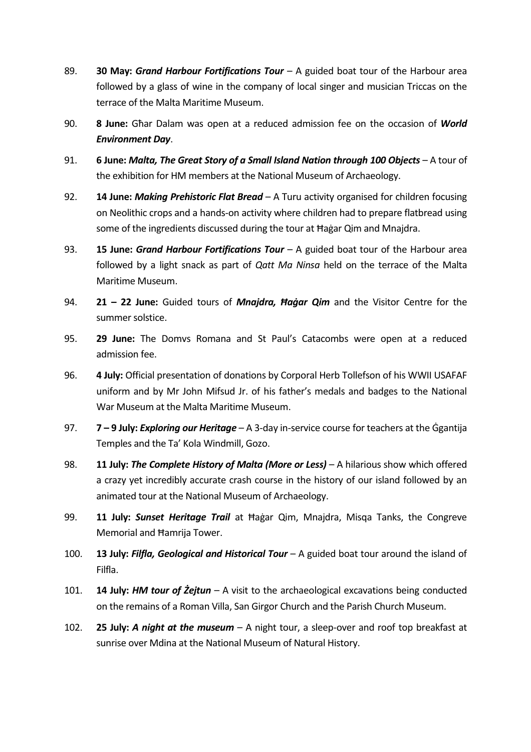89. **30 May:** ***Grand Harbour Fortifications Tour*** – A guided boat tour of the Harbour area followed by a glass of wine in the company of local singer and musician Triccas on the terrace of the Malta Maritime Museum.

90. **8 June:** Għar Dalam was open at a reduced admission fee on the occasion of ***World Environment Day***.

91. **6 June:** ***Malta, The Great Story of a Small Island Nation through 100 Objects*** – A tour of the exhibition for HM members at the National Museum of Archaeology.

92. **14 June:** ***Making Prehistoric Flat Bread*** – A Turu activity organised for children focusing on Neolithic crops and a hands-on activity where children had to prepare flatbread using some of the ingredients discussed during the tour at Ħaġar Qim and Mnajdra.

93. **15 June:** ***Grand Harbour Fortifications Tour*** – A guided boat tour of the Harbour area followed by a light snack as part of *Qatt Ma Ninsa* held on the terrace of the Malta Maritime Museum.

94. **21 – 22 June:** Guided tours of ***Mnajdra, Ħaġar Qim*** and the Visitor Centre for the summer solstice.

95. **29 June:** The Domvs Romana and St Paul's Catacombs were open at a reduced admission fee.

96. **4 July:** Official presentation of donations by Corporal Herb Tollefson of his WWII USAFAF uniform and by Mr John Mifsud Jr. of his father's medals and badges to the National War Museum at the Malta Maritime Museum.

97. **7 – 9 July:** ***Exploring our Heritage*** – A 3-day in-service course for teachers at the Ġgantija Temples and the Ta' Kola Windmill, Gozo.

98. **11 July:** ***The Complete History of Malta (More or Less)*** – A hilarious show which offered a crazy yet incredibly accurate crash course in the history of our island followed by an animated tour at the National Museum of Archaeology.

99. **11 July:** ***Sunset Heritage Trail*** at Ħaġar Qim, Mnajdra, Misqa Tanks, the Congreve Memorial and Ħamrija Tower.

100. **13 July:** ***Filfla, Geological and Historical Tour*** – A guided boat tour around the island of Filfla.

101. **14 July:** ***HM tour of Żejtun*** – A visit to the archaeological excavations being conducted on the remains of a Roman Villa, San Girgor Church and the Parish Church Museum.

102. **25 July:** ***A night at the museum*** – A night tour, a sleep-over and roof top breakfast at sunrise over Mdina at the National Museum of Natural History.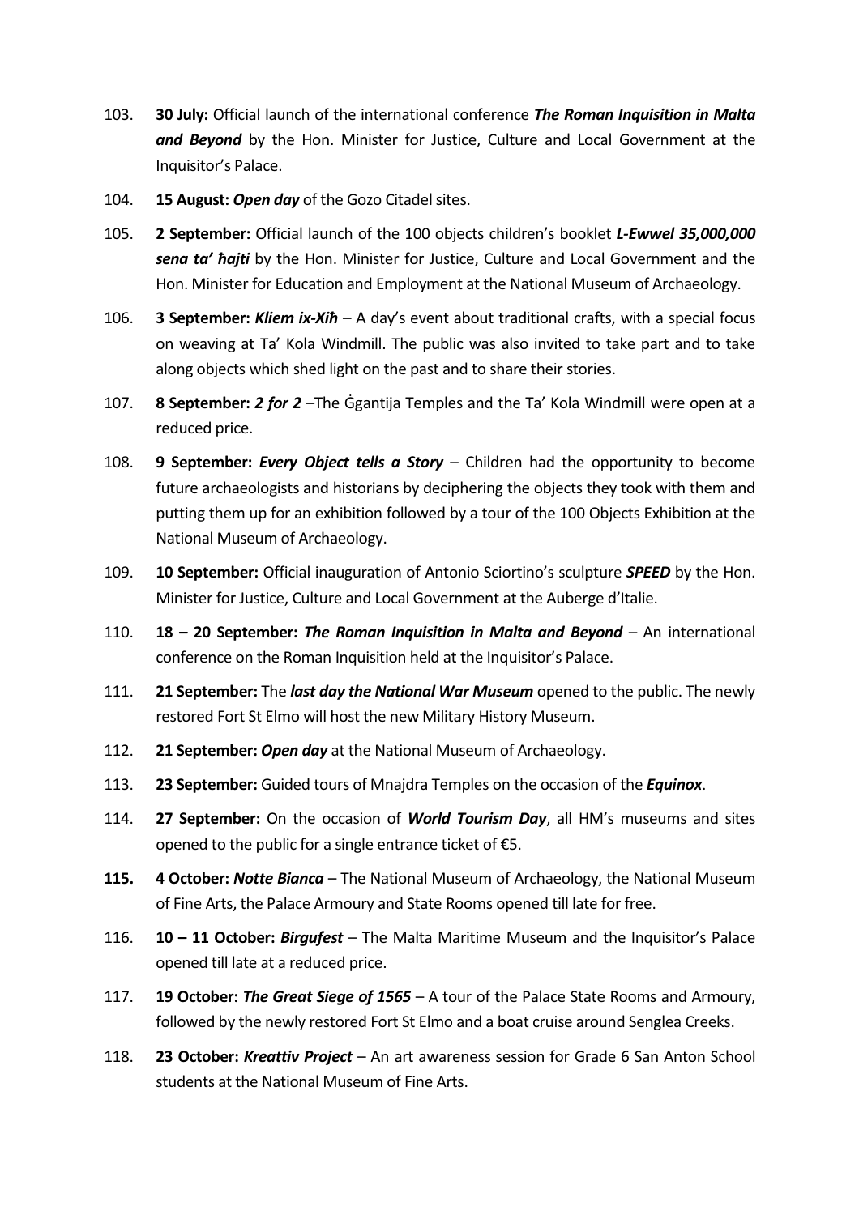103. **30 July:** Official launch of the international conference ***The Roman Inquisition in Malta and Beyond*** by the Hon. Minister for Justice, Culture and Local Government at the Inquisitor's Palace.

104. **15 August:** ***Open day*** of the Gozo Citadel sites.

105. **2 September:** Official launch of the 100 objects children's booklet ***L-Ewwel 35,000,000 sena ta' ħajti*** by the Hon. Minister for Justice, Culture and Local Government and the Hon. Minister for Education and Employment at the National Museum of Archaeology.

106. **3 September:** ***Kliem ix-Xiħ*** – A day's event about traditional crafts, with a special focus on weaving at Ta' Kola Windmill. The public was also invited to take part and to take along objects which shed light on the past and to share their stories.

107. **8 September:** ***2 for 2*** –The Ġgantija Temples and the Ta' Kola Windmill were open at a reduced price.

108. **9 September:** ***Every Object tells a Story*** – Children had the opportunity to become future archaeologists and historians by deciphering the objects they took with them and putting them up for an exhibition followed by a tour of the 100 Objects Exhibition at the National Museum of Archaeology.

109. **10 September:** Official inauguration of Antonio Sciortino's sculpture ***SPEED*** by the Hon. Minister for Justice, Culture and Local Government at the Auberge d'Italie.

110. **18 – 20 September:** ***The Roman Inquisition in Malta and Beyond*** – An international conference on the Roman Inquisition held at the Inquisitor's Palace.

111. **21 September:** The ***last day the National War Museum*** opened to the public. The newly restored Fort St Elmo will host the new Military History Museum.

112. **21 September:** ***Open day*** at the National Museum of Archaeology.

113. **23 September:** Guided tours of Mnajdra Temples on the occasion of the ***Equinox***.

114. **27 September:** On the occasion of ***World Tourism Day***, all HM's museums and sites opened to the public for a single entrance ticket of €5.

115. **4 October:** ***Notte Bianca*** – The National Museum of Archaeology, the National Museum of Fine Arts, the Palace Armoury and State Rooms opened till late for free.

116. **10 – 11 October:** ***Birgufest*** – The Malta Maritime Museum and the Inquisitor's Palace opened till late at a reduced price.

117. **19 October:** ***The Great Siege of 1565*** – A tour of the Palace State Rooms and Armoury, followed by the newly restored Fort St Elmo and a boat cruise around Senglea Creeks.

118. **23 October:** ***Kreattiv Project*** – An art awareness session for Grade 6 San Anton School students at the National Museum of Fine Arts.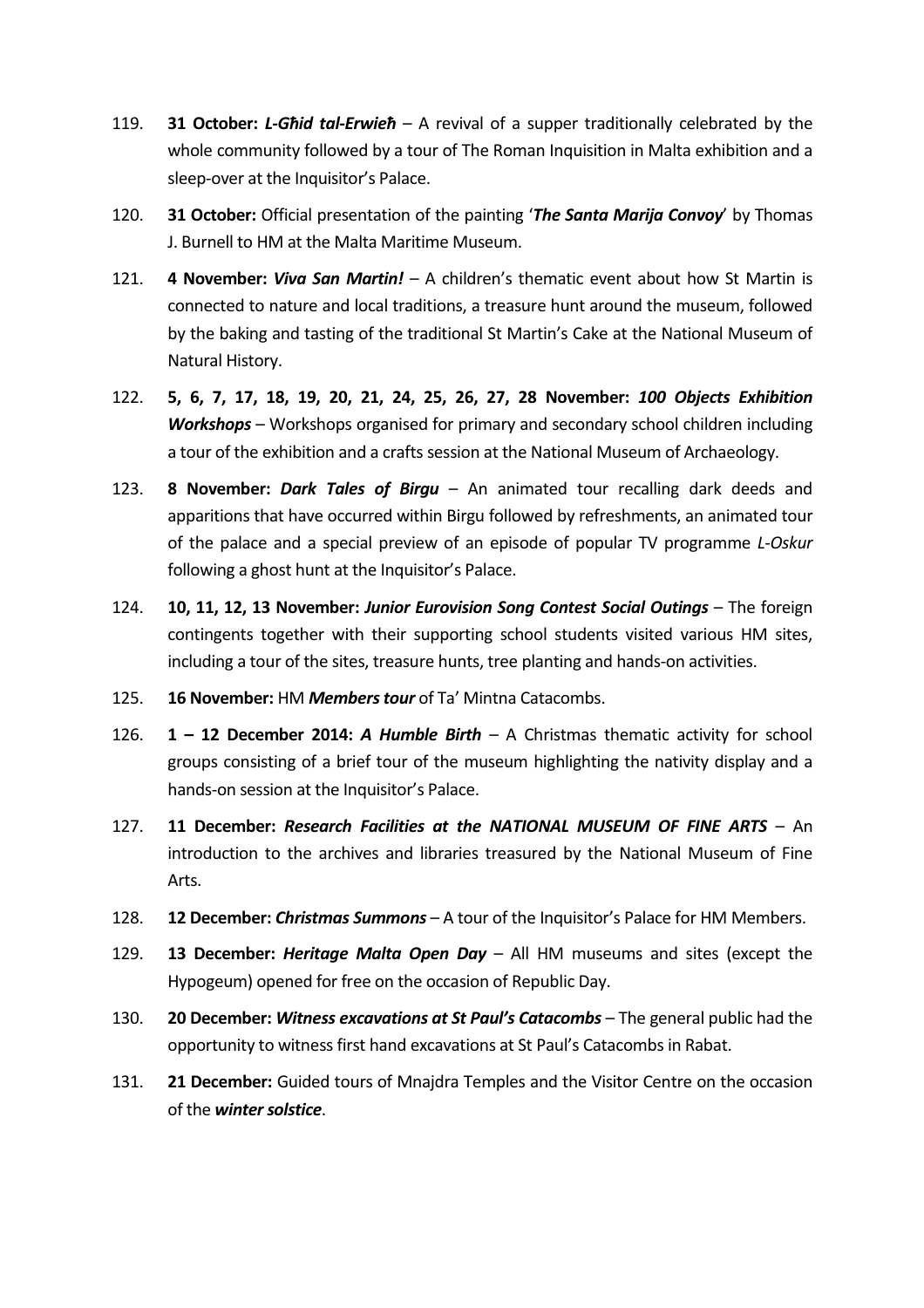119. **31 October:** ***L-Għid tal-Erwieħ*** – A revival of a supper traditionally celebrated by the whole community followed by a tour of The Roman Inquisition in Malta exhibition and a sleep-over at the Inquisitor's Palace.

120. **31 October:** Official presentation of the painting '***The Santa Marija Convoy***' by Thomas J. Burnell to HM at the Malta Maritime Museum.

121. **4 November:** ***Viva San Martin!*** – A children's thematic event about how St Martin is connected to nature and local traditions, a treasure hunt around the museum, followed by the baking and tasting of the traditional St Martin's Cake at the National Museum of Natural History.

122. **5, 6, 7, 17, 18, 19, 20, 21, 24, 25, 26, 27, 28 November:** ***100 Objects Exhibition Workshops*** – Workshops organised for primary and secondary school children including a tour of the exhibition and a crafts session at the National Museum of Archaeology.

123. **8 November:** ***Dark Tales of Birgu*** – An animated tour recalling dark deeds and apparitions that have occurred within Birgu followed by refreshments, an animated tour of the palace and a special preview of an episode of popular TV programme *L-Oskur* following a ghost hunt at the Inquisitor's Palace.

124. **10, 11, 12, 13 November:** ***Junior Eurovision Song Contest Social Outings*** – The foreign contingents together with their supporting school students visited various HM sites, including a tour of the sites, treasure hunts, tree planting and hands-on activities.

125. **16 November:** HM ***Members tour*** of Ta' Mintna Catacombs.

126. **1 – 12 December 2014:** ***A Humble Birth*** – A Christmas thematic activity for school groups consisting of a brief tour of the museum highlighting the nativity display and a hands-on session at the Inquisitor's Palace.

127. **11 December:** ***Research Facilities at the NATIONAL MUSEUM OF FINE ARTS*** – An introduction to the archives and libraries treasured by the National Museum of Fine Arts.

128. **12 December:** ***Christmas Summons*** – A tour of the Inquisitor's Palace for HM Members.

129. **13 December:** ***Heritage Malta Open Day*** – All HM museums and sites (except the Hypogeum) opened for free on the occasion of Republic Day.

130. **20 December:** ***Witness excavations at St Paul's Catacombs*** – The general public had the opportunity to witness first hand excavations at St Paul's Catacombs in Rabat.

131. **21 December:** Guided tours of Mnajdra Temples and the Visitor Centre on the occasion of the ***winter solstice***.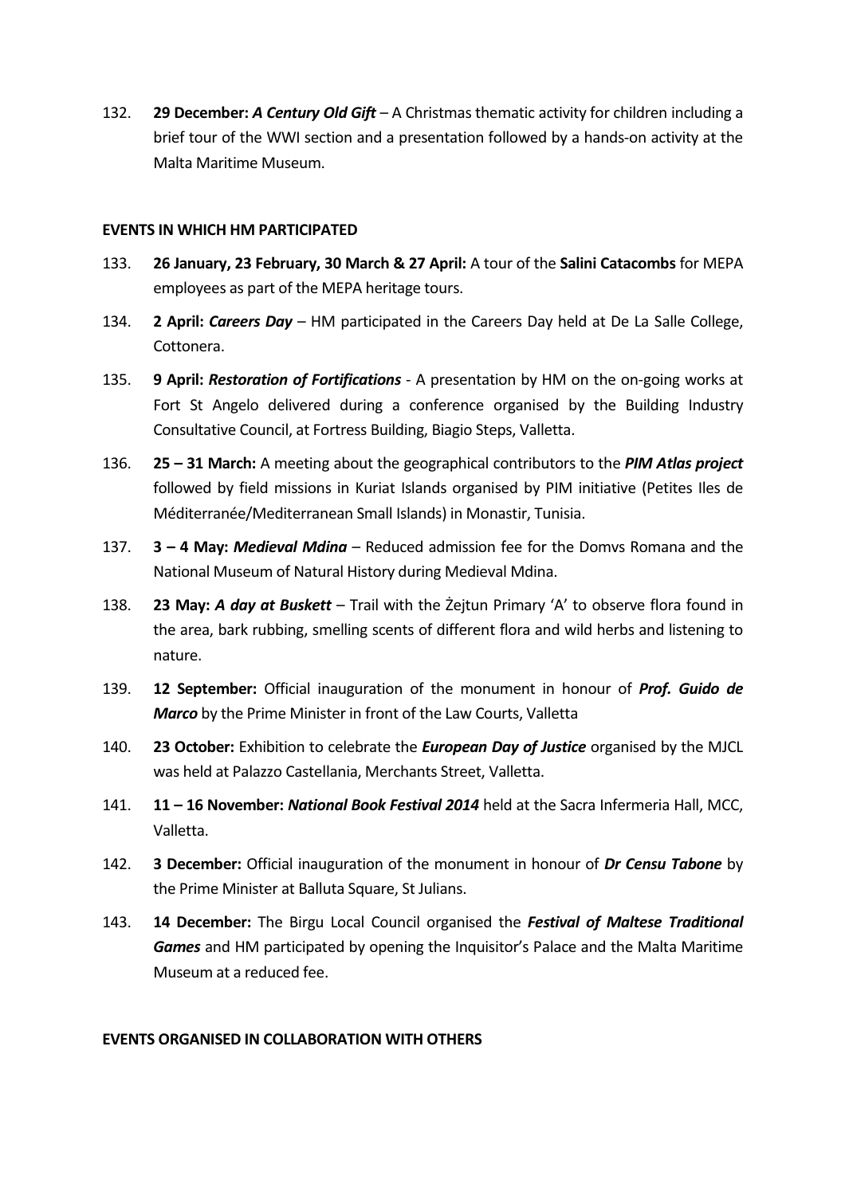132. **29 December:** ***A Century Old Gift*** – A Christmas thematic activity for children including a brief tour of the WWI section and a presentation followed by a hands-on activity at the Malta Maritime Museum.

**EVENTS IN WHICH HM PARTICIPATED**

133. **26 January, 23 February, 30 March & 27 April:** A tour of the **Salini Catacombs** for MEPA employees as part of the MEPA heritage tours.

134. **2 April:** ***Careers Day*** – HM participated in the Careers Day held at De La Salle College, Cottonera.

135. **9 April:** ***Restoration of Fortifications*** - A presentation by HM on the on-going works at Fort St Angelo delivered during a conference organised by the Building Industry Consultative Council, at Fortress Building, Biagio Steps, Valletta.

136. **25 – 31 March:** A meeting about the geographical contributors to the ***PIM Atlas project*** followed by field missions in Kuriat Islands organised by PIM initiative (Petites Iles de Méditerranée/Mediterranean Small Islands) in Monastir, Tunisia.

137. **3 – 4 May:** ***Medieval Mdina*** – Reduced admission fee for the Domvs Romana and the National Museum of Natural History during Medieval Mdina.

138. **23 May:** ***A day at Buskett*** – Trail with the Żejtun Primary 'A' to observe flora found in the area, bark rubbing, smelling scents of different flora and wild herbs and listening to nature.

139. **12 September:** Official inauguration of the monument in honour of ***Prof. Guido de Marco*** by the Prime Minister in front of the Law Courts, Valletta

140. **23 October:** Exhibition to celebrate the ***European Day of Justice*** organised by the MJCL was held at Palazzo Castellania, Merchants Street, Valletta.

141. **11 – 16 November:** ***National Book Festival 2014*** held at the Sacra Infermeria Hall, MCC, Valletta.

142. **3 December:** Official inauguration of the monument in honour of ***Dr Censu Tabone*** by the Prime Minister at Balluta Square, St Julians.

143. **14 December:** The Birgu Local Council organised the ***Festival of Maltese Traditional Games*** and HM participated by opening the Inquisitor's Palace and the Malta Maritime Museum at a reduced fee.

**EVENTS ORGANISED IN COLLABORATION WITH OTHERS**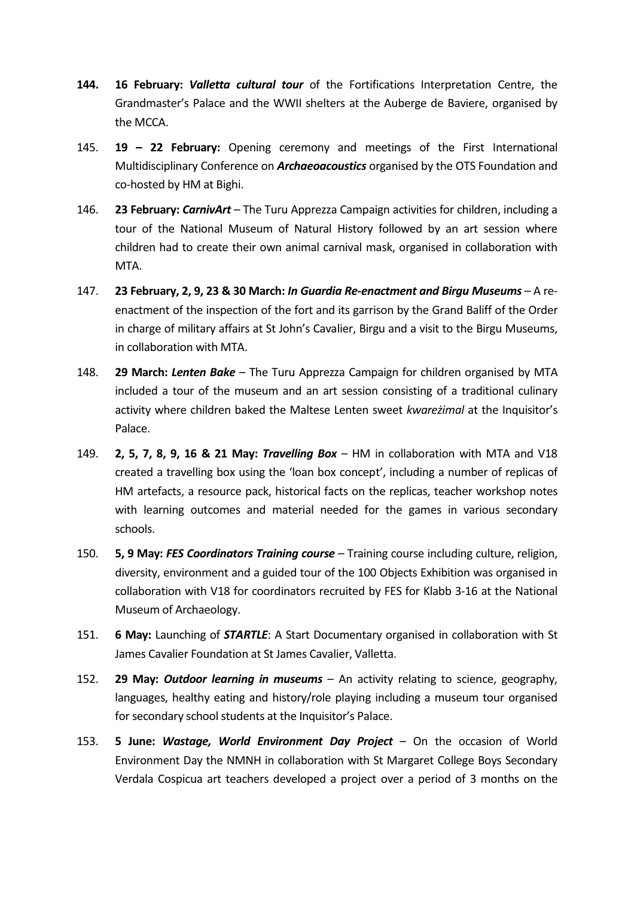**144.** **16 February:** ***Valletta cultural tour*** of the Fortifications Interpretation Centre, the Grandmaster's Palace and the WWII shelters at the Auberge de Baviere, organised by the MCCA.

145. **19 – 22 February:** Opening ceremony and meetings of the First International Multidisciplinary Conference on ***Archaeoacoustics*** organised by the OTS Foundation and co-hosted by HM at Bighi.

146. **23 February:** ***CarnivArt*** – The Turu Apprezza Campaign activities for children, including a tour of the National Museum of Natural History followed by an art session where children had to create their own animal carnival mask, organised in collaboration with MTA.

147. **23 February, 2, 9, 23 & 30 March:** ***In Guardia Re-enactment and Birgu Museums*** – A re-enactment of the inspection of the fort and its garrison by the Grand Baliff of the Order in charge of military affairs at St John's Cavalier, Birgu and a visit to the Birgu Museums, in collaboration with MTA.

148. **29 March:** ***Lenten Bake*** – The Turu Apprezza Campaign for children organised by MTA included a tour of the museum and an art session consisting of a traditional culinary activity where children baked the Maltese Lenten sweet *kwareżimal* at the Inquisitor's Palace.

149. **2, 5, 7, 8, 9, 16 & 21 May:** ***Travelling Box*** – HM in collaboration with MTA and V18 created a travelling box using the 'loan box concept', including a number of replicas of HM artefacts, a resource pack, historical facts on the replicas, teacher workshop notes with learning outcomes and material needed for the games in various secondary schools.

150. **5, 9 May:** ***FES Coordinators Training course*** – Training course including culture, religion, diversity, environment and a guided tour of the 100 Objects Exhibition was organised in collaboration with V18 for coordinators recruited by FES for Klabb 3-16 at the National Museum of Archaeology.

151. **6 May:** Launching of ***STARTLE***: A Start Documentary organised in collaboration with St James Cavalier Foundation at St James Cavalier, Valletta.

152. **29 May:** ***Outdoor learning in museums*** – An activity relating to science, geography, languages, healthy eating and history/role playing including a museum tour organised for secondary school students at the Inquisitor's Palace.

153. **5 June:** ***Wastage, World Environment Day Project*** – On the occasion of World Environment Day the NMNH in collaboration with St Margaret College Boys Secondary Verdala Cospicua art teachers developed a project over a period of 3 months on the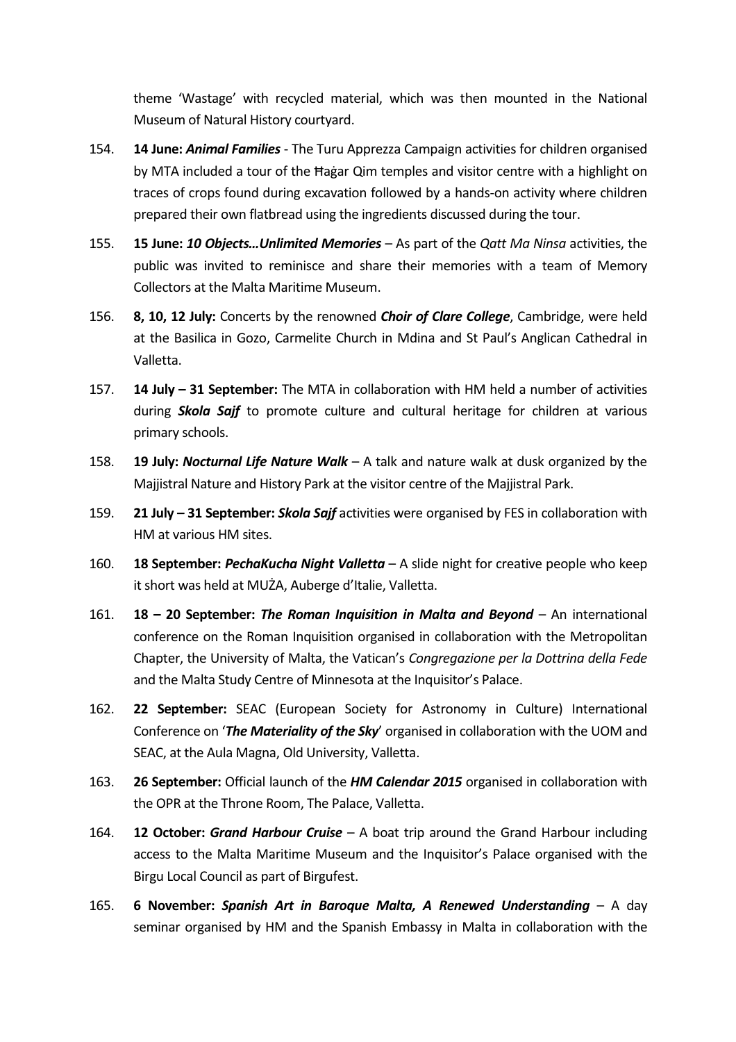theme 'Wastage' with recycled material, which was then mounted in the National Museum of Natural History courtyard.

154. **14 June:** ***Animal Families*** - The Turu Apprezza Campaign activities for children organised by MTA included a tour of the Ħaġar Qim temples and visitor centre with a highlight on traces of crops found during excavation followed by a hands-on activity where children prepared their own flatbread using the ingredients discussed during the tour.

155. **15 June:** ***10 Objects…Unlimited Memories*** – As part of the *Qatt Ma Ninsa* activities, the public was invited to reminisce and share their memories with a team of Memory Collectors at the Malta Maritime Museum.

156. **8, 10, 12 July:** Concerts by the renowned ***Choir of Clare College***, Cambridge, were held at the Basilica in Gozo, Carmelite Church in Mdina and St Paul's Anglican Cathedral in Valletta.

157. **14 July – 31 September:** The MTA in collaboration with HM held a number of activities during ***Skola Sajf*** to promote culture and cultural heritage for children at various primary schools.

158. **19 July:** ***Nocturnal Life Nature Walk*** – A talk and nature walk at dusk organized by the Majjistral Nature and History Park at the visitor centre of the Majjistral Park.

159. **21 July – 31 September:** ***Skola Sajf*** activities were organised by FES in collaboration with HM at various HM sites.

160. **18 September:** ***PechaKucha Night Valletta*** – A slide night for creative people who keep it short was held at MUŻA, Auberge d'Italie, Valletta.

161. **18 – 20 September:** ***The Roman Inquisition in Malta and Beyond*** – An international conference on the Roman Inquisition organised in collaboration with the Metropolitan Chapter, the University of Malta, the Vatican's *Congregazione per la Dottrina della Fede* and the Malta Study Centre of Minnesota at the Inquisitor's Palace.

162. **22 September:** SEAC (European Society for Astronomy in Culture) International Conference on '***The Materiality of the Sky***' organised in collaboration with the UOM and SEAC, at the Aula Magna, Old University, Valletta.

163. **26 September:** Official launch of the ***HM Calendar 2015*** organised in collaboration with the OPR at the Throne Room, The Palace, Valletta.

164. **12 October:** ***Grand Harbour Cruise*** – A boat trip around the Grand Harbour including access to the Malta Maritime Museum and the Inquisitor's Palace organised with the Birgu Local Council as part of Birgufest.

165. **6 November:** ***Spanish Art in Baroque Malta, A Renewed Understanding*** – A day seminar organised by HM and the Spanish Embassy in Malta in collaboration with the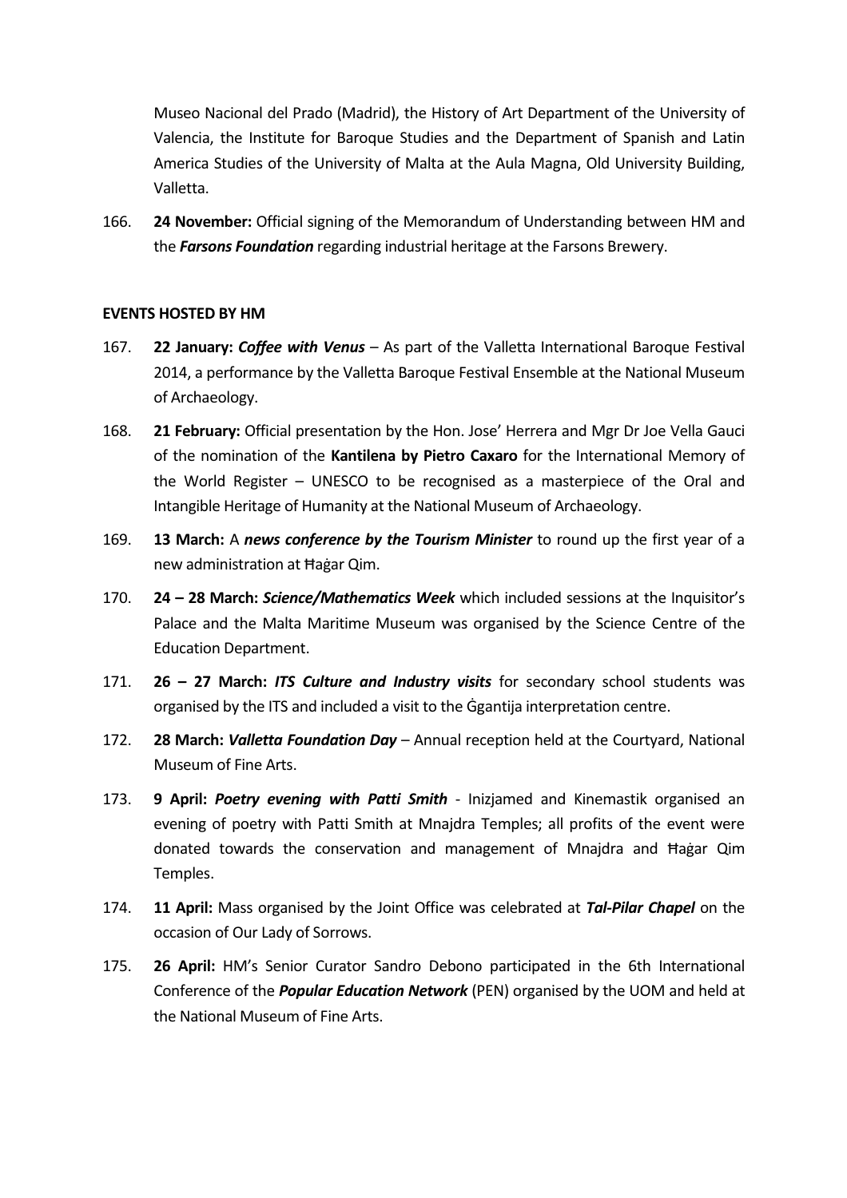Museo Nacional del Prado (Madrid), the History of Art Department of the University of Valencia, the Institute for Baroque Studies and the Department of Spanish and Latin America Studies of the University of Malta at the Aula Magna, Old University Building, Valletta.

166. **24 November:** Official signing of the Memorandum of Understanding between HM and the ***Farsons Foundation*** regarding industrial heritage at the Farsons Brewery.

**EVENTS HOSTED BY HM**

167. **22 January:** ***Coffee with Venus*** – As part of the Valletta International Baroque Festival 2014, a performance by the Valletta Baroque Festival Ensemble at the National Museum of Archaeology.

168. **21 February:** Official presentation by the Hon. Jose' Herrera and Mgr Dr Joe Vella Gauci of the nomination of the **Kantilena by Pietro Caxaro** for the International Memory of the World Register – UNESCO to be recognised as a masterpiece of the Oral and Intangible Heritage of Humanity at the National Museum of Archaeology.

169. **13 March:** A ***news conference by the Tourism Minister*** to round up the first year of a new administration at Ħaġar Qim.

170. **24 – 28 March:** ***Science/Mathematics Week*** which included sessions at the Inquisitor's Palace and the Malta Maritime Museum was organised by the Science Centre of the Education Department.

171. **26 – 27 March:** ***ITS Culture and Industry visits*** for secondary school students was organised by the ITS and included a visit to the Ġgantija interpretation centre.

172. **28 March:** ***Valletta Foundation Day*** – Annual reception held at the Courtyard, National Museum of Fine Arts.

173. **9 April:** ***Poetry evening with Patti Smith*** - Inizjamed and Kinemastik organised an evening of poetry with Patti Smith at Mnajdra Temples; all profits of the event were donated towards the conservation and management of Mnajdra and Ħaġar Qim Temples.

174. **11 April:** Mass organised by the Joint Office was celebrated at ***Tal-Pilar Chapel*** on the occasion of Our Lady of Sorrows.

175. **26 April:** HM's Senior Curator Sandro Debono participated in the 6th International Conference of the ***Popular Education Network*** (PEN) organised by the UOM and held at the National Museum of Fine Arts.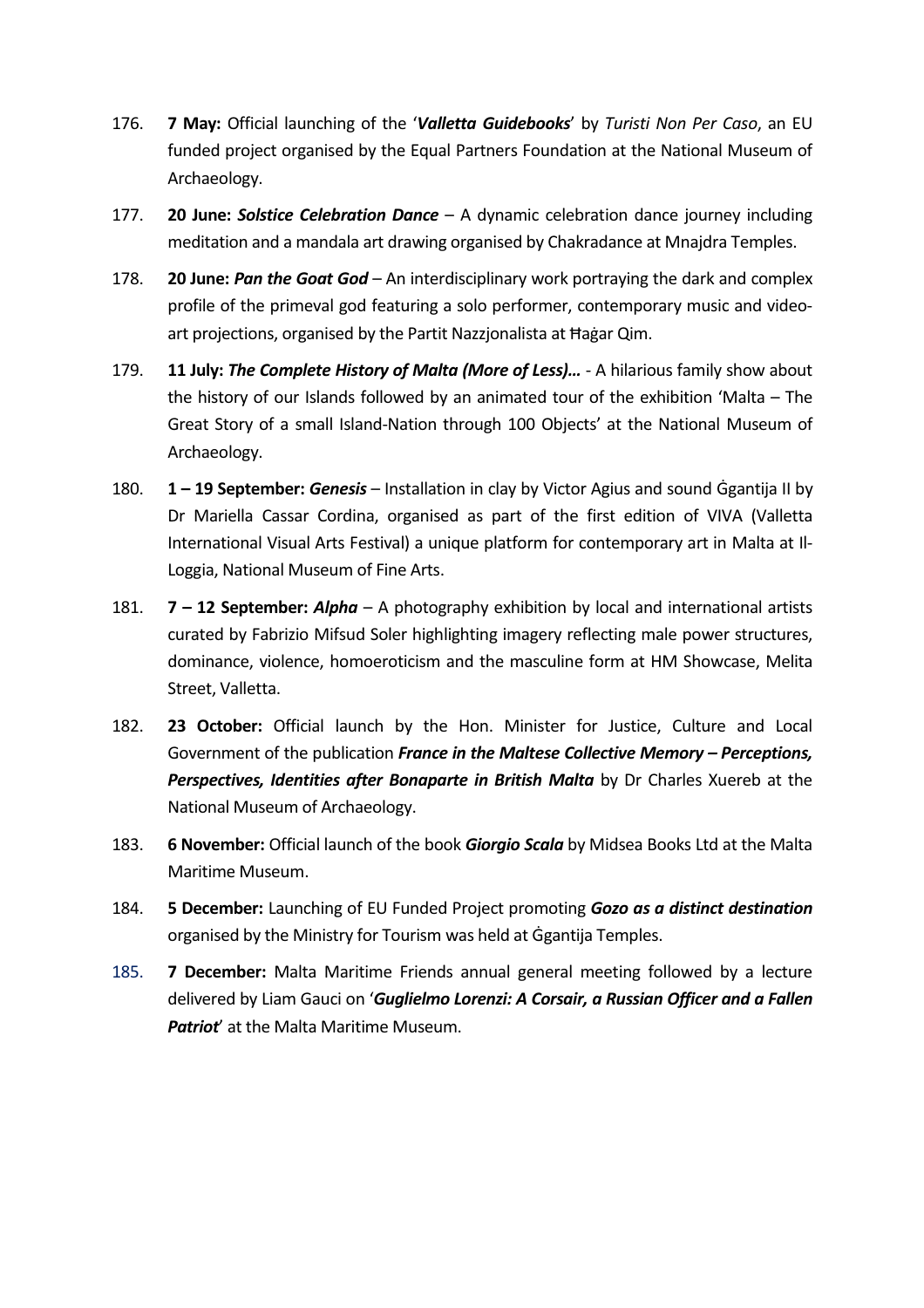176. **7 May:** Official launching of the '***Valletta Guidebooks***' by *Turisti Non Per Caso*, an EU funded project organised by the Equal Partners Foundation at the National Museum of Archaeology.

177. **20 June:** ***Solstice Celebration Dance*** – A dynamic celebration dance journey including meditation and a mandala art drawing organised by Chakradance at Mnajdra Temples.

178. **20 June:** ***Pan the Goat God*** – An interdisciplinary work portraying the dark and complex profile of the primeval god featuring a solo performer, contemporary music and video-art projections, organised by the Partit Nazzjonalista at Ħaġar Qim.

179. **11 July:** ***The Complete History of Malta (More of Less)…*** - A hilarious family show about the history of our Islands followed by an animated tour of the exhibition 'Malta – The Great Story of a small Island-Nation through 100 Objects' at the National Museum of Archaeology.

180. **1 – 19 September:** ***Genesis*** – Installation in clay by Victor Agius and sound Ġgantija II by Dr Mariella Cassar Cordina, organised as part of the first edition of VIVA (Valletta International Visual Arts Festival) a unique platform for contemporary art in Malta at Il-Loggia, National Museum of Fine Arts.

181. **7 – 12 September:** ***Alpha*** – A photography exhibition by local and international artists curated by Fabrizio Mifsud Soler highlighting imagery reflecting male power structures, dominance, violence, homoeroticism and the masculine form at HM Showcase, Melita Street, Valletta.

182. **23 October:** Official launch by the Hon. Minister for Justice, Culture and Local Government of the publication ***France in the Maltese Collective Memory – Perceptions, Perspectives, Identities after Bonaparte in British Malta*** by Dr Charles Xuereb at the National Museum of Archaeology.

183. **6 November:** Official launch of the book ***Giorgio Scala*** by Midsea Books Ltd at the Malta Maritime Museum.

184. **5 December:** Launching of EU Funded Project promoting ***Gozo as a distinct destination*** organised by the Ministry for Tourism was held at Ġgantija Temples.

185. **7 December:** Malta Maritime Friends annual general meeting followed by a lecture delivered by Liam Gauci on '***Guglielmo Lorenzi: A Corsair, a Russian Officer and a Fallen Patriot***' at the Malta Maritime Museum.